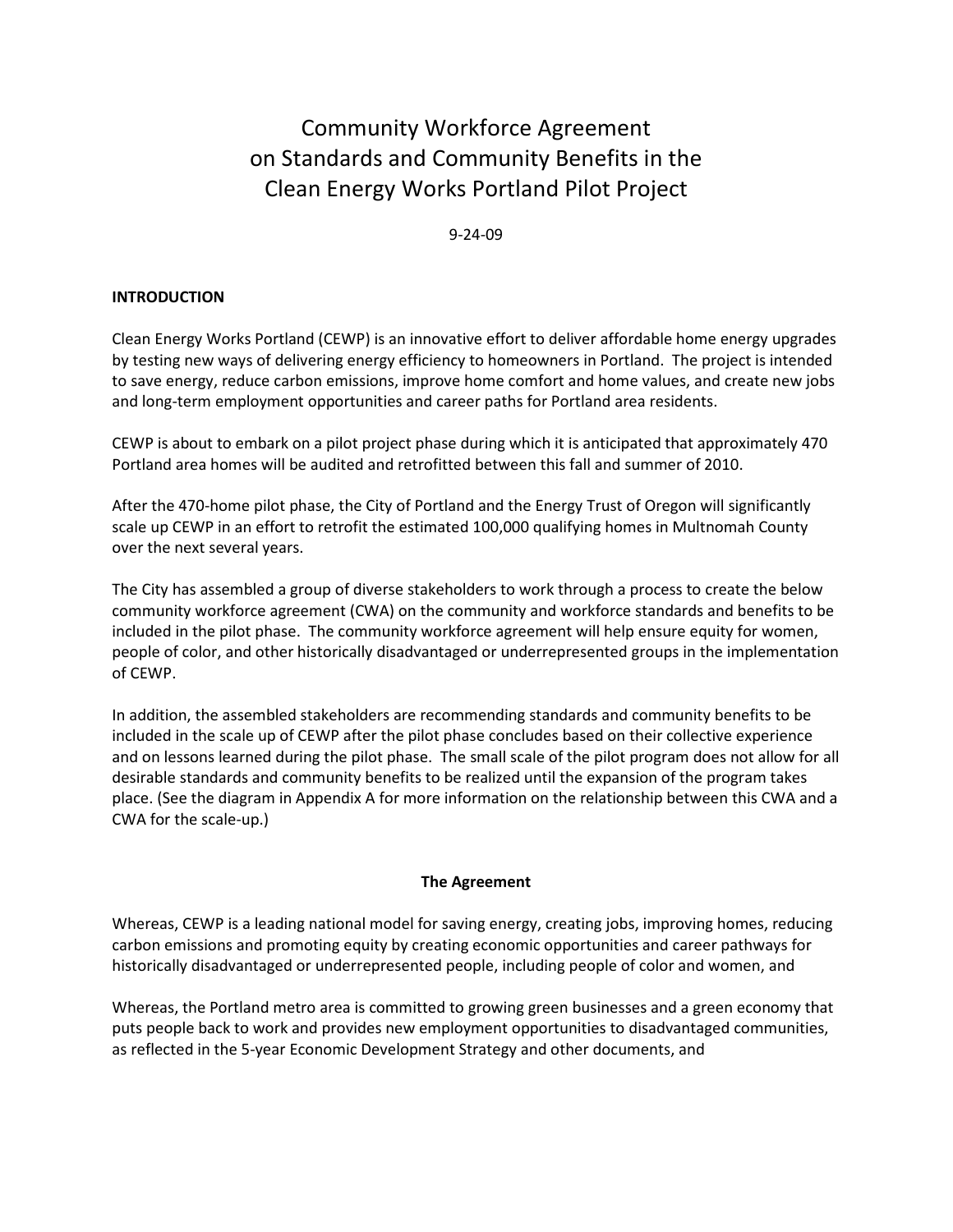# Community Workforce Agreement on Standards and Community Benefits in the Clean Energy Works Portland Pilot Project

9-24-09

**INTRODUCTION**

Clean Energy Works Portland (CEWP) is an innovative effort to deliver affordable home energy upgrades by testing new ways of delivering energy efficiency to homeowners in Portland. The project is intended to save energy, reduce carbon emissions, improve home comfort and home values, and create new jobs and long-term employment opportunities and career paths for Portland area residents.

CEWP is about to embark on a pilot project phase during which it is anticipated that approximately 470 Portland area homes will be audited and retrofitted between this fall and summer of 2010.

After the 470-home pilot phase, the City of Portland and the Energy Trust of Oregon will significantly scale up CEWP in an effort to retrofit the estimated 100,000 qualifying homes in Multnomah County over the next several years.

The City has assembled a group of diverse stakeholders to work through a process to create the below community workforce agreement (CWA) on the community and workforce standards and benefits to be included in the pilot phase. The community workforce agreement will help ensure equity for women, people of color, and other historically disadvantaged or underrepresented groups in the implementation of CEWP.

In addition, the assembled stakeholders are recommending standards and community benefits to be included in the scale up of CEWP after the pilot phase concludes based on their collective experience and on lessons learned during the pilot phase. The small scale of the pilot program does not allow for all desirable standards and community benefits to be realized until the expansion of the program takes place. (See the diagram in Appendix A for more information on the relationship between this CWA and a CWA for the scale-up.)

**The Agreement**

Whereas, CEWP is a leading national model for saving energy, creating jobs, improving homes, reducing carbon emissions and promoting equity by creating economic opportunities and career pathways for historically disadvantaged or underrepresented people, including people of color and women, and

Whereas, the Portland metro area is committed to growing green businesses and a green economy that puts people back to work and provides new employment opportunities to disadvantaged communities, as reflected in the 5-year Economic Development Strategy and other documents, and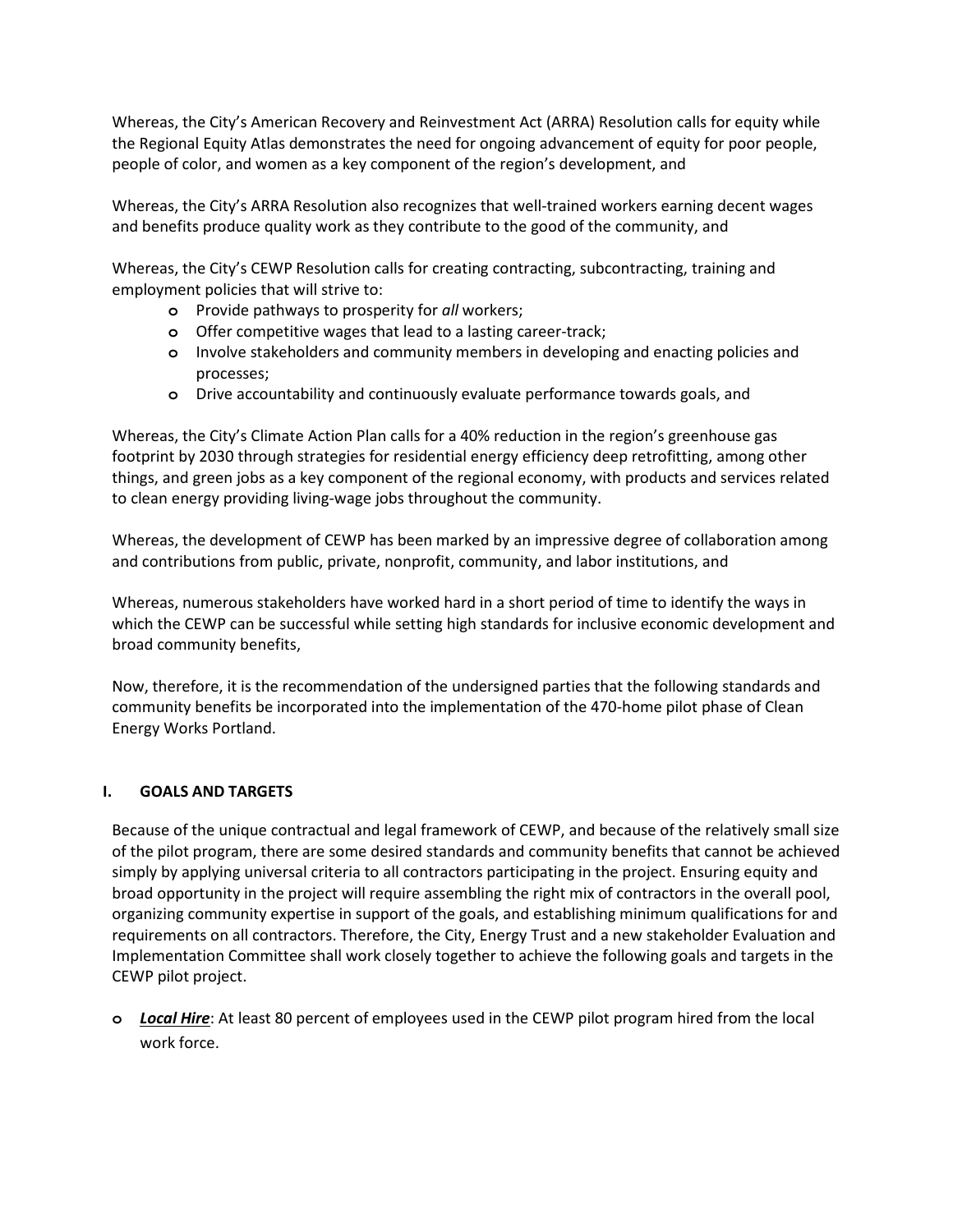Whereas, the City's American Recovery and Reinvestment Act (ARRA) Resolution calls for equity while the Regional Equity Atlas demonstrates the need for ongoing advancement of equity for poor people, people of color, and women as a key component of the region's development, and

Whereas, the City's ARRA Resolution also recognizes that well-trained workers earning decent wages and benefits produce quality work as they contribute to the good of the community, and

Whereas, the City's CEWP Resolution calls for creating contracting, subcontracting, training and employment policies that will strive to:

- Provide pathways to prosperity for *all* workers;
- Offer competitive wages that lead to a lasting career-track;
- Involve stakeholders and community members in developing and enacting policies and processes;
- Drive accountability and continuously evaluate performance towards goals, and

Whereas, the City's Climate Action Plan calls for a 40% reduction in the region's greenhouse gas footprint by 2030 through strategies for residential energy efficiency deep retrofitting, among other things, and green jobs as a key component of the regional economy, with products and services related to clean energy providing living-wage jobs throughout the community.

Whereas, the development of CEWP has been marked by an impressive degree of collaboration among and contributions from public, private, nonprofit, community, and labor institutions, and

Whereas, numerous stakeholders have worked hard in a short period of time to identify the ways in which the CEWP can be successful while setting high standards for inclusive economic development and broad community benefits,

Now, therefore, it is the recommendation of the undersigned parties that the following standards and community benefits be incorporated into the implementation of the 470-home pilot phase of Clean Energy Works Portland.

## I. GOALS AND TARGETS

Because of the unique contractual and legal framework of CEWP, and because of the relatively small size of the pilot program, there are some desired standards and community benefits that cannot be achieved simply by applying universal criteria to all contractors participating in the project. Ensuring equity and broad opportunity in the project will require assembling the right mix of contractors in the overall pool, organizing community expertise in support of the goals, and establishing minimum qualifications for and requirements on all contractors. Therefore, the City, Energy Trust and a new stakeholder Evaluation and Implementation Committee shall work closely together to achieve the following goals and targets in the CEWP pilot project.

- ***Local Hire***: At least 80 percent of employees used in the CEWP pilot program hired from the local work force.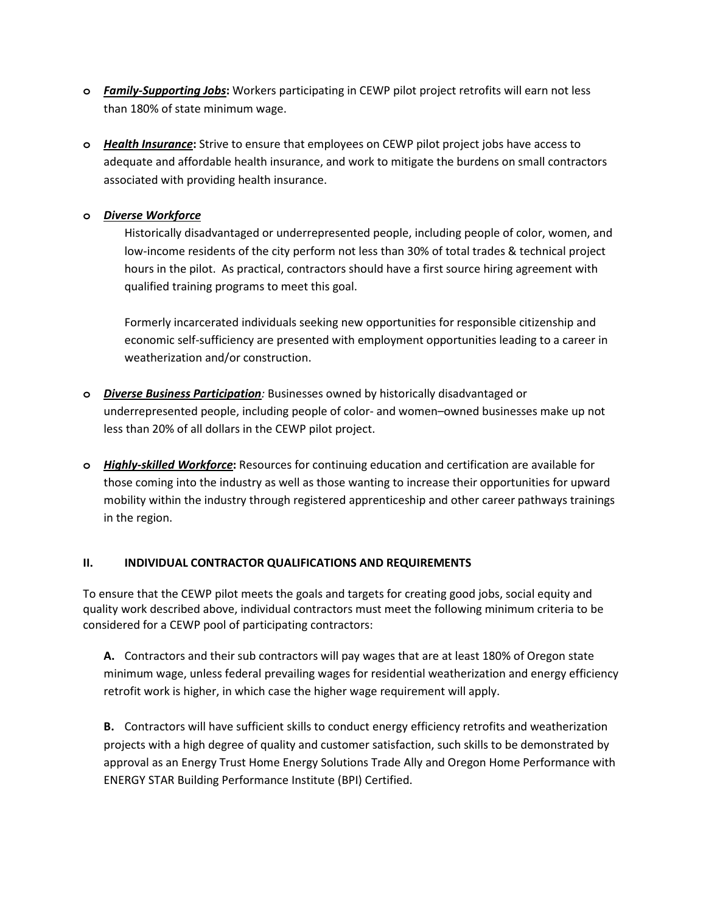- ***Family-Supporting Jobs*:** Workers participating in CEWP pilot project retrofits will earn not less than 180% of state minimum wage.

- ***Health Insurance*:** Strive to ensure that employees on CEWP pilot project jobs have access to adequate and affordable health insurance, and work to mitigate the burdens on small contractors associated with providing health insurance.

- ***Diverse Workforce***

  Historically disadvantaged or underrepresented people, including people of color, women, and low-income residents of the city perform not less than 30% of total trades & technical project hours in the pilot. As practical, contractors should have a first source hiring agreement with qualified training programs to meet this goal.

  Formerly incarcerated individuals seeking new opportunities for responsible citizenship and economic self-sufficiency are presented with employment opportunities leading to a career in weatherization and/or construction.

- ***Diverse Business Participation*:** Businesses owned by historically disadvantaged or underrepresented people, including people of color- and women–owned businesses make up not less than 20% of all dollars in the CEWP pilot project.

- ***Highly-skilled Workforce*:** Resources for continuing education and certification are available for those coming into the industry as well as those wanting to increase their opportunities for upward mobility within the industry through registered apprenticeship and other career pathways trainings in the region.

## II. INDIVIDUAL CONTRACTOR QUALIFICATIONS AND REQUIREMENTS

To ensure that the CEWP pilot meets the goals and targets for creating good jobs, social equity and quality work described above, individual contractors must meet the following minimum criteria to be considered for a CEWP pool of participating contractors:

**A.** Contractors and their sub contractors will pay wages that are at least 180% of Oregon state minimum wage, unless federal prevailing wages for residential weatherization and energy efficiency retrofit work is higher, in which case the higher wage requirement will apply.

**B.** Contractors will have sufficient skills to conduct energy efficiency retrofits and weatherization projects with a high degree of quality and customer satisfaction, such skills to be demonstrated by approval as an Energy Trust Home Energy Solutions Trade Ally and Oregon Home Performance with ENERGY STAR Building Performance Institute (BPI) Certified.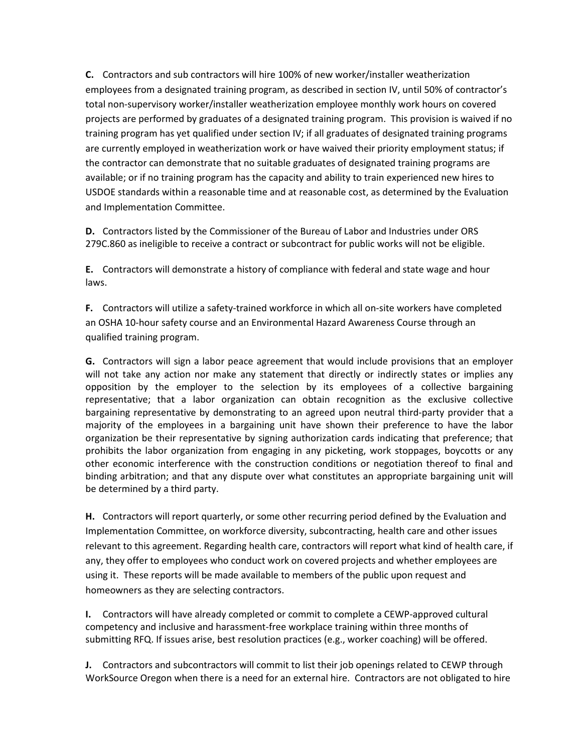**C.** Contractors and sub contractors will hire 100% of new worker/installer weatherization employees from a designated training program, as described in section IV, until 50% of contractor's total non-supervisory worker/installer weatherization employee monthly work hours on covered projects are performed by graduates of a designated training program. This provision is waived if no training program has yet qualified under section IV; if all graduates of designated training programs are currently employed in weatherization work or have waived their priority employment status; if the contractor can demonstrate that no suitable graduates of designated training programs are available; or if no training program has the capacity and ability to train experienced new hires to USDOE standards within a reasonable time and at reasonable cost, as determined by the Evaluation and Implementation Committee.

**D.** Contractors listed by the Commissioner of the Bureau of Labor and Industries under ORS 279C.860 as ineligible to receive a contract or subcontract for public works will not be eligible.

**E.** Contractors will demonstrate a history of compliance with federal and state wage and hour laws.

**F.** Contractors will utilize a safety-trained workforce in which all on-site workers have completed an OSHA 10-hour safety course and an Environmental Hazard Awareness Course through an qualified training program.

**G.** Contractors will sign a labor peace agreement that would include provisions that an employer will not take any action nor make any statement that directly or indirectly states or implies any opposition by the employer to the selection by its employees of a collective bargaining representative; that a labor organization can obtain recognition as the exclusive collective bargaining representative by demonstrating to an agreed upon neutral third-party provider that a majority of the employees in a bargaining unit have shown their preference to have the labor organization be their representative by signing authorization cards indicating that preference; that prohibits the labor organization from engaging in any picketing, work stoppages, boycotts or any other economic interference with the construction conditions or negotiation thereof to final and binding arbitration; and that any dispute over what constitutes an appropriate bargaining unit will be determined by a third party.

**H.** Contractors will report quarterly, or some other recurring period defined by the Evaluation and Implementation Committee, on workforce diversity, subcontracting, health care and other issues relevant to this agreement. Regarding health care, contractors will report what kind of health care, if any, they offer to employees who conduct work on covered projects and whether employees are using it. These reports will be made available to members of the public upon request and homeowners as they are selecting contractors.

**I.** Contractors will have already completed or commit to complete a CEWP-approved cultural competency and inclusive and harassment-free workplace training within three months of submitting RFQ. If issues arise, best resolution practices (e.g., worker coaching) will be offered.

**J.** Contractors and subcontractors will commit to list their job openings related to CEWP through WorkSource Oregon when there is a need for an external hire. Contractors are not obligated to hire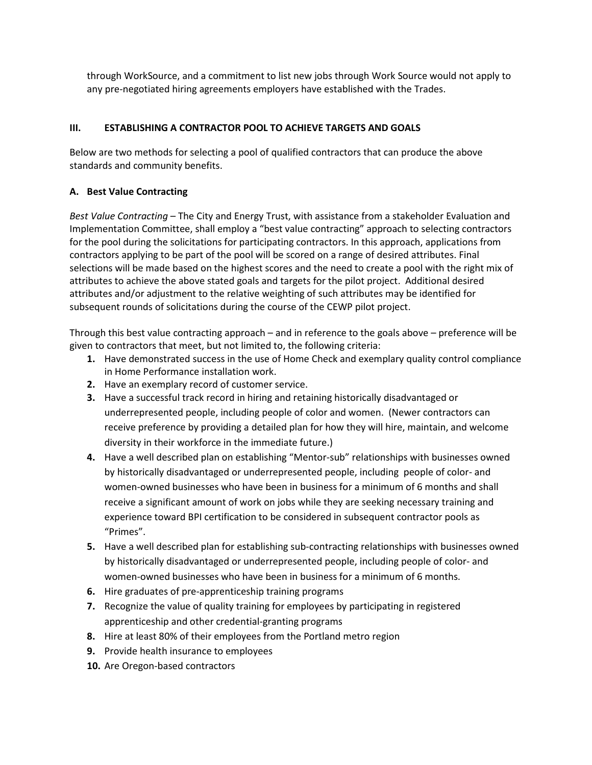through WorkSource, and a commitment to list new jobs through Work Source would not apply to any pre-negotiated hiring agreements employers have established with the Trades.

## III. ESTABLISHING A CONTRACTOR POOL TO ACHIEVE TARGETS AND GOALS

Below are two methods for selecting a pool of qualified contractors that can produce the above standards and community benefits.

### A. Best Value Contracting

*Best Value Contracting* – The City and Energy Trust, with assistance from a stakeholder Evaluation and Implementation Committee, shall employ a "best value contracting" approach to selecting contractors for the pool during the solicitations for participating contractors. In this approach, applications from contractors applying to be part of the pool will be scored on a range of desired attributes. Final selections will be made based on the highest scores and the need to create a pool with the right mix of attributes to achieve the above stated goals and targets for the pilot project. Additional desired attributes and/or adjustment to the relative weighting of such attributes may be identified for subsequent rounds of solicitations during the course of the CEWP pilot project.

Through this best value contracting approach – and in reference to the goals above – preference will be given to contractors that meet, but not limited to, the following criteria:

1. Have demonstrated success in the use of Home Check and exemplary quality control compliance in Home Performance installation work.
2. Have an exemplary record of customer service.
3. Have a successful track record in hiring and retaining historically disadvantaged or underrepresented people, including people of color and women. (Newer contractors can receive preference by providing a detailed plan for how they will hire, maintain, and welcome diversity in their workforce in the immediate future.)
4. Have a well described plan on establishing "Mentor-sub" relationships with businesses owned by historically disadvantaged or underrepresented people, including people of color- and women-owned businesses who have been in business for a minimum of 6 months and shall receive a significant amount of work on jobs while they are seeking necessary training and experience toward BPI certification to be considered in subsequent contractor pools as "Primes".
5. Have a well described plan for establishing sub-contracting relationships with businesses owned by historically disadvantaged or underrepresented people, including people of color- and women-owned businesses who have been in business for a minimum of 6 months.
6. Hire graduates of pre-apprenticeship training programs
7. Recognize the value of quality training for employees by participating in registered apprenticeship and other credential-granting programs
8. Hire at least 80% of their employees from the Portland metro region
9. Provide health insurance to employees
10. Are Oregon-based contractors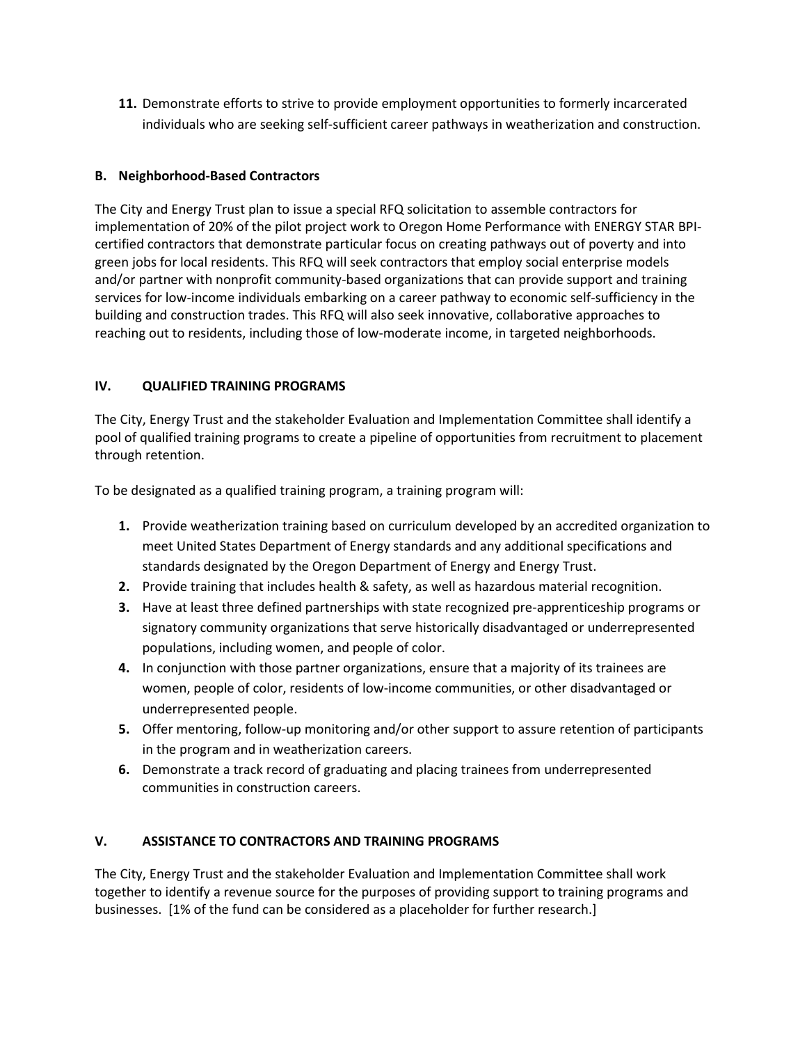11. Demonstrate efforts to strive to provide employment opportunities to formerly incarcerated individuals who are seeking self-sufficient career pathways in weatherization and construction.

**B. Neighborhood-Based Contractors**

The City and Energy Trust plan to issue a special RFQ solicitation to assemble contractors for implementation of 20% of the pilot project work to Oregon Home Performance with ENERGY STAR BPI-certified contractors that demonstrate particular focus on creating pathways out of poverty and into green jobs for local residents. This RFQ will seek contractors that employ social enterprise models and/or partner with nonprofit community-based organizations that can provide support and training services for low-income individuals embarking on a career pathway to economic self-sufficiency in the building and construction trades. This RFQ will also seek innovative, collaborative approaches to reaching out to residents, including those of low-moderate income, in targeted neighborhoods.

## IV. QUALIFIED TRAINING PROGRAMS

The City, Energy Trust and the stakeholder Evaluation and Implementation Committee shall identify a pool of qualified training programs to create a pipeline of opportunities from recruitment to placement through retention.

To be designated as a qualified training program, a training program will:

1. Provide weatherization training based on curriculum developed by an accredited organization to meet United States Department of Energy standards and any additional specifications and standards designated by the Oregon Department of Energy and Energy Trust.
2. Provide training that includes health & safety, as well as hazardous material recognition.
3. Have at least three defined partnerships with state recognized pre-apprenticeship programs or signatory community organizations that serve historically disadvantaged or underrepresented populations, including women, and people of color.
4. In conjunction with those partner organizations, ensure that a majority of its trainees are women, people of color, residents of low-income communities, or other disadvantaged or underrepresented people.
5. Offer mentoring, follow-up monitoring and/or other support to assure retention of participants in the program and in weatherization careers.
6. Demonstrate a track record of graduating and placing trainees from underrepresented communities in construction careers.

## V. ASSISTANCE TO CONTRACTORS AND TRAINING PROGRAMS

The City, Energy Trust and the stakeholder Evaluation and Implementation Committee shall work together to identify a revenue source for the purposes of providing support to training programs and businesses. [1% of the fund can be considered as a placeholder for further research.]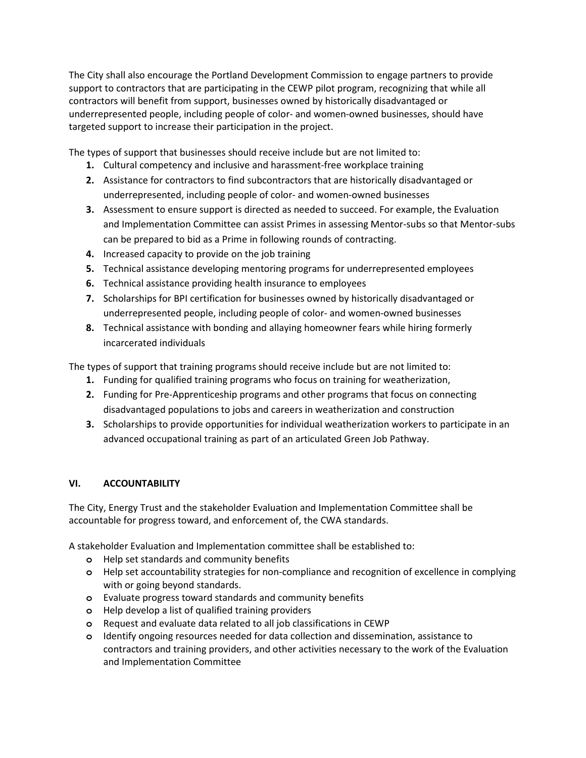The City shall also encourage the Portland Development Commission to engage partners to provide support to contractors that are participating in the CEWP pilot program, recognizing that while all contractors will benefit from support, businesses owned by historically disadvantaged or underrepresented people, including people of color- and women-owned businesses, should have targeted support to increase their participation in the project.

The types of support that businesses should receive include but are not limited to:

1. Cultural competency and inclusive and harassment-free workplace training
2. Assistance for contractors to find subcontractors that are historically disadvantaged or underrepresented, including people of color- and women-owned businesses
3. Assessment to ensure support is directed as needed to succeed. For example, the Evaluation and Implementation Committee can assist Primes in assessing Mentor-subs so that Mentor-subs can be prepared to bid as a Prime in following rounds of contracting.
4. Increased capacity to provide on the job training
5. Technical assistance developing mentoring programs for underrepresented employees
6. Technical assistance providing health insurance to employees
7. Scholarships for BPI certification for businesses owned by historically disadvantaged or underrepresented people, including people of color- and women-owned businesses
8. Technical assistance with bonding and allaying homeowner fears while hiring formerly incarcerated individuals

The types of support that training programs should receive include but are not limited to:

1. Funding for qualified training programs who focus on training for weatherization,
2. Funding for Pre-Apprenticeship programs and other programs that focus on connecting disadvantaged populations to jobs and careers in weatherization and construction
3. Scholarships to provide opportunities for individual weatherization workers to participate in an advanced occupational training as part of an articulated Green Job Pathway.

## VI. ACCOUNTABILITY

The City, Energy Trust and the stakeholder Evaluation and Implementation Committee shall be accountable for progress toward, and enforcement of, the CWA standards.

A stakeholder Evaluation and Implementation committee shall be established to:

- Help set standards and community benefits
- Help set accountability strategies for non-compliance and recognition of excellence in complying with or going beyond standards.
- Evaluate progress toward standards and community benefits
- Help develop a list of qualified training providers
- Request and evaluate data related to all job classifications in CEWP
- Identify ongoing resources needed for data collection and dissemination, assistance to contractors and training providers, and other activities necessary to the work of the Evaluation and Implementation Committee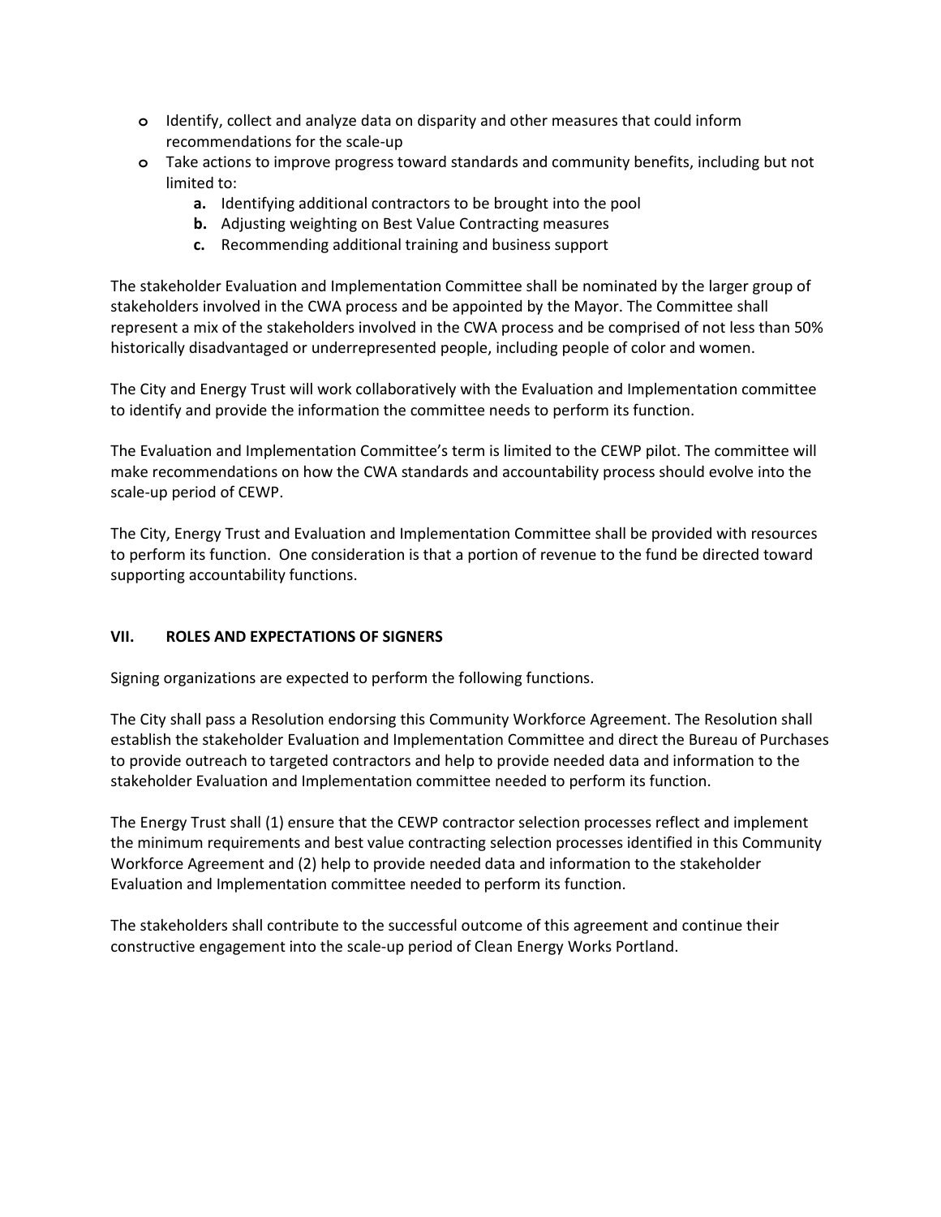- Identify, collect and analyze data on disparity and other measures that could inform recommendations for the scale-up
- Take actions to improve progress toward standards and community benefits, including but not limited to:
    - **a.** Identifying additional contractors to be brought into the pool
    - **b.** Adjusting weighting on Best Value Contracting measures
    - **c.** Recommending additional training and business support

The stakeholder Evaluation and Implementation Committee shall be nominated by the larger group of stakeholders involved in the CWA process and be appointed by the Mayor. The Committee shall represent a mix of the stakeholders involved in the CWA process and be comprised of not less than 50% historically disadvantaged or underrepresented people, including people of color and women.

The City and Energy Trust will work collaboratively with the Evaluation and Implementation committee to identify and provide the information the committee needs to perform its function.

The Evaluation and Implementation Committee's term is limited to the CEWP pilot. The committee will make recommendations on how the CWA standards and accountability process should evolve into the scale-up period of CEWP.

The City, Energy Trust and Evaluation and Implementation Committee shall be provided with resources to perform its function. One consideration is that a portion of revenue to the fund be directed toward supporting accountability functions.

## VII. ROLES AND EXPECTATIONS OF SIGNERS

Signing organizations are expected to perform the following functions.

The City shall pass a Resolution endorsing this Community Workforce Agreement. The Resolution shall establish the stakeholder Evaluation and Implementation Committee and direct the Bureau of Purchases to provide outreach to targeted contractors and help to provide needed data and information to the stakeholder Evaluation and Implementation committee needed to perform its function.

The Energy Trust shall (1) ensure that the CEWP contractor selection processes reflect and implement the minimum requirements and best value contracting selection processes identified in this Community Workforce Agreement and (2) help to provide needed data and information to the stakeholder Evaluation and Implementation committee needed to perform its function.

The stakeholders shall contribute to the successful outcome of this agreement and continue their constructive engagement into the scale-up period of Clean Energy Works Portland.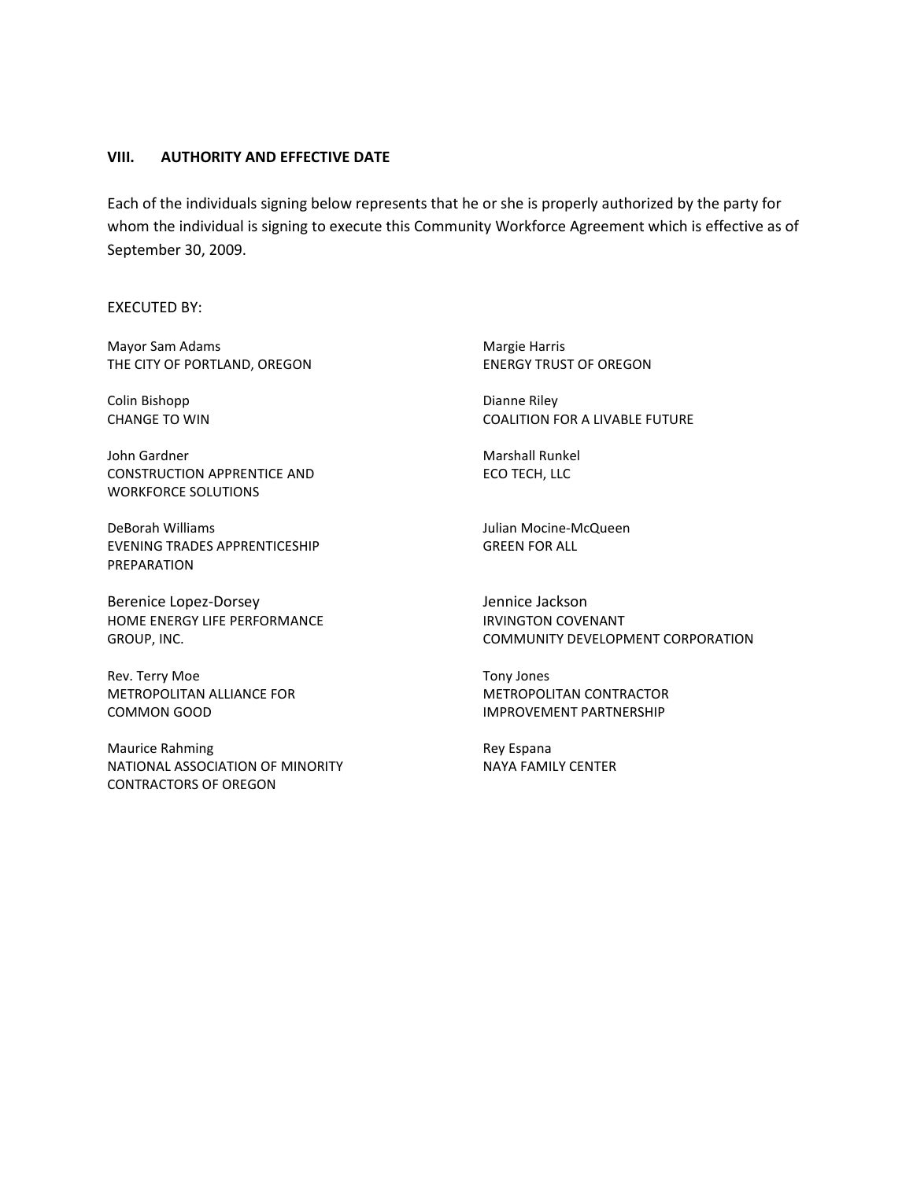## VIII. AUTHORITY AND EFFECTIVE DATE

Each of the individuals signing below represents that he or she is properly authorized by the party for whom the individual is signing to execute this Community Workforce Agreement which is effective as of September 30, 2009.

EXECUTED BY:

Mayor Sam Adams
THE CITY OF PORTLAND, OREGON

Margie Harris
ENERGY TRUST OF OREGON

Colin Bishopp
CHANGE TO WIN

Dianne Riley
COALITION FOR A LIVABLE FUTURE

John Gardner
CONSTRUCTION APPRENTICE AND WORKFORCE SOLUTIONS

Marshall Runkel
ECO TECH, LLC

DeBorah Williams
EVENING TRADES APPRENTICESHIP PREPARATION

Julian Mocine-McQueen
GREEN FOR ALL

Berenice Lopez-Dorsey
HOME ENERGY LIFE PERFORMANCE GROUP, INC.

Jennice Jackson
IRVINGTON COVENANT COMMUNITY DEVELOPMENT CORPORATION

Rev. Terry Moe
METROPOLITAN ALLIANCE FOR COMMON GOOD

Tony Jones
METROPOLITAN CONTRACTOR IMPROVEMENT PARTNERSHIP

Maurice Rahming
NATIONAL ASSOCIATION OF MINORITY CONTRACTORS OF OREGON

Rey Espana
NAYA FAMILY CENTER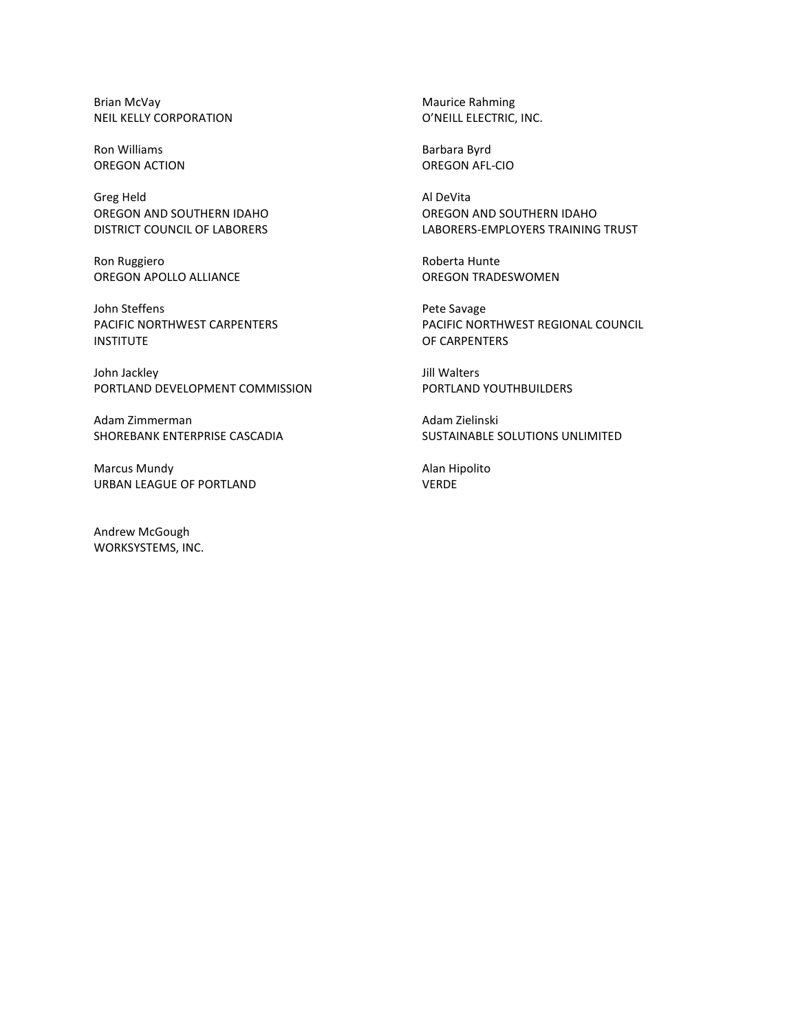Brian McVay
NEIL KELLY CORPORATION

Maurice Rahming
O'NEILL ELECTRIC, INC.

Ron Williams
OREGON ACTION

Barbara Byrd
OREGON AFL-CIO

Greg Held
OREGON AND SOUTHERN IDAHO
DISTRICT COUNCIL OF LABORERS

Al DeVita
OREGON AND SOUTHERN IDAHO
LABORERS-EMPLOYERS TRAINING TRUST

Ron Ruggiero
OREGON APOLLO ALLIANCE

Roberta Hunte
OREGON TRADESWOMEN

John Steffens
PACIFIC NORTHWEST CARPENTERS
INSTITUTE

Pete Savage
PACIFIC NORTHWEST REGIONAL COUNCIL
OF CARPENTERS

John Jackley
PORTLAND DEVELOPMENT COMMISSION

Jill Walters
PORTLAND YOUTHBUILDERS

Adam Zimmerman
SHOREBANK ENTERPRISE CASCADIA

Adam Zielinski
SUSTAINABLE SOLUTIONS UNLIMITED

Marcus Mundy
URBAN LEAGUE OF PORTLAND

Alan Hipolito
VERDE

Andrew McGough
WORKSYSTEMS, INC.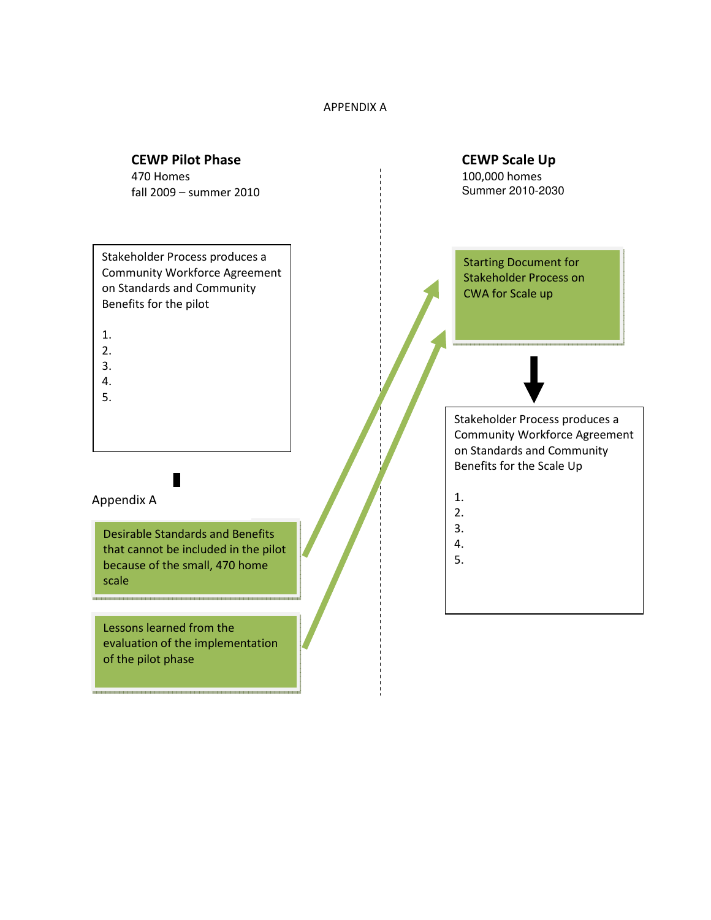APPENDIX A

**CEWP Pilot Phase**
470 Homes
fall 2009 – summer 2010

Stakeholder Process produces a Community Workforce Agreement on Standards and Community Benefits for the pilot

1.
2.
3.
4.
5.

Appendix A

Desirable Standards and Benefits that cannot be included in the pilot because of the small, 470 home scale

Lessons learned from the evaluation of the implementation of the pilot phase

**CEWP Scale Up**
100,000 homes
Summer 2010-2030

Starting Document for Stakeholder Process on CWA for Scale up

Stakeholder Process produces a Community Workforce Agreement on Standards and Community Benefits for the Scale Up

1.
2.
3.
4.
5.